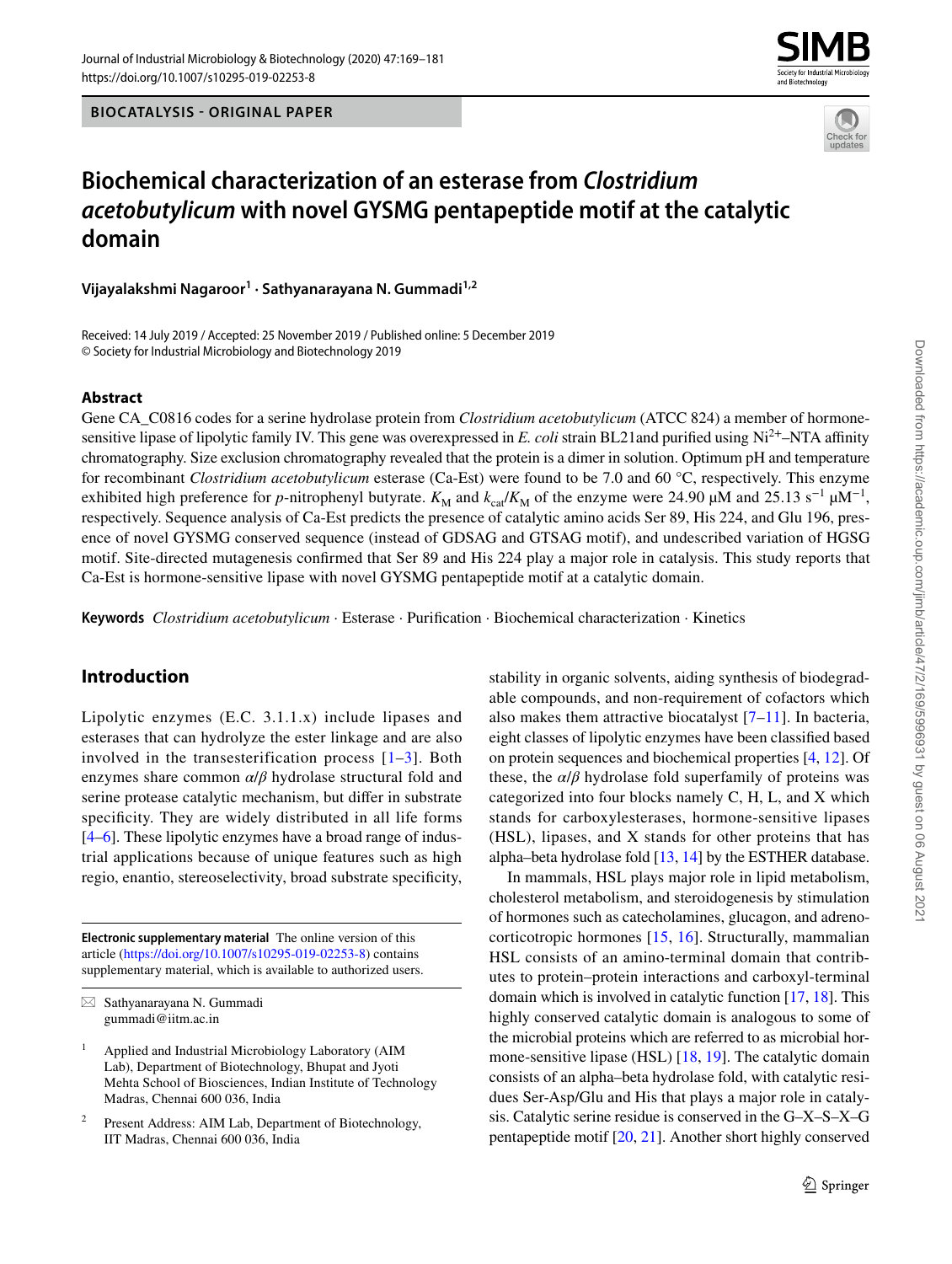BIOCATALYSIS - ORIGINAL PAPER

# Biochemical characterization of an esterase from *Clostridium acetobutylicum* with novel GYSMG pentapeptide motif at the catalytic domain

**Vijayalakshmi Nagaroor[1] · Sathyanarayana N. Gummadi[1,2]**

Received: 14 July 2019 / Accepted: 25 November 2019 / Published online: 5 December 2019
© Society for Industrial Microbiology and Biotechnology 2019

## Abstract

Gene CA_C0816 codes for a serine hydrolase protein from *Clostridium acetobutylicum* (ATCC 824) a member of hormone-sensitive lipase of lipolytic family IV. This gene was overexpressed in *E. coli* strain BL21and purified using $Ni^{2+}$–NTA affinity chromatography. Size exclusion chromatography revealed that the protein is a dimer in solution. Optimum pH and temperature for recombinant *Clostridium acetobutylicum* esterase (Ca-Est) were found to be 7.0 and 60 °C, respectively. This enzyme exhibited high preference for *p*-nitrophenyl butyrate. $K_M$ and $k_{cat}/K_M$ of the enzyme were 24.90 µM and 25.13 $s^{-1}$ $\mu M^{-1}$, respectively. Sequence analysis of Ca-Est predicts the presence of catalytic amino acids Ser 89, His 224, and Glu 196, presence of novel GYSMG conserved sequence (instead of GDSAG and GTSAG motif), and undescribed variation of HGSG motif. Site-directed mutagenesis confirmed that Ser 89 and His 224 play a major role in catalysis. This study reports that Ca-Est is hormone-sensitive lipase with novel GYSMG pentapeptide motif at a catalytic domain.

**Keywords** *Clostridium acetobutylicum* · Esterase · Purification · Biochemical characterization · Kinetics

## Introduction

Lipolytic enzymes (E.C. 3.1.1.x) include lipases and esterases that can hydrolyze the ester linkage and are also involved in the transesterification process [1–3]. Both enzymes share common *α*/*β* hydrolase structural fold and serine protease catalytic mechanism, but differ in substrate specificity. They are widely distributed in all life forms [4–6]. These lipolytic enzymes have a broad range of industrial applications because of unique features such as high regio, enantio, stereoselectivity, broad substrate specificity, stability in organic solvents, aiding synthesis of biodegradable compounds, and non-requirement of cofactors which also makes them attractive biocatalyst [7–11]. In bacteria, eight classes of lipolytic enzymes have been classified based on protein sequences and biochemical properties [4, 12]. Of these, the *α*/*β* hydrolase fold superfamily of proteins was categorized into four blocks namely C, H, L, and X which stands for carboxylesterases, hormone-sensitive lipases (HSL), lipases, and X stands for other proteins that has alpha–beta hydrolase fold [13, 14] by the ESTHER database.

In mammals, HSL plays major role in lipid metabolism, cholesterol metabolism, and steroidogenesis by stimulation of hormones such as catecholamines, glucagon, and adrenocorticotropic hormones [15, 16]. Structurally, mammalian HSL consists of an amino-terminal domain that contributes to protein–protein interactions and carboxyl-terminal domain which is involved in catalytic function [17, 18]. This highly conserved catalytic domain is analogous to some of the microbial proteins which are referred to as microbial hormone-sensitive lipase (HSL) [18, 19]. The catalytic domain consists of an alpha–beta hydrolase fold, with catalytic residues Ser-Asp/Glu and His that plays a major role in catalysis. Catalytic serine residue is conserved in the G–X–S–X–G pentapeptide motif [20, 21]. Another short highly conserved

**Electronic supplementary material** The online version of this article (https://doi.org/10.1007/s10295-019-02253-8) contains supplementary material, which is available to authorized users.

✉ Sathyanarayana N. Gummadi
gummadi@iitm.ac.in

[1] Applied and Industrial Microbiology Laboratory (AIM Lab), Department of Biotechnology, Bhupat and Jyoti Mehta School of Biosciences, Indian Institute of Technology Madras, Chennai 600 036, India

[2] Present Address: AIM Lab, Department of Biotechnology, IIT Madras, Chennai 600 036, India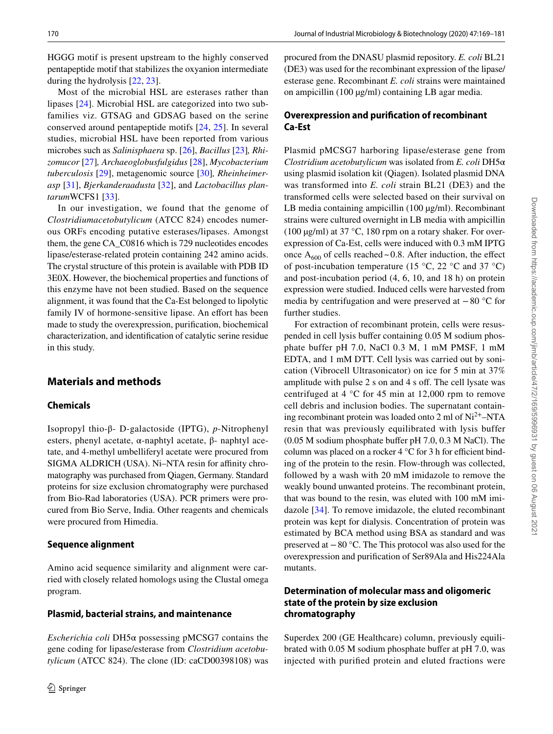HGGG motif is present upstream to the highly conserved pentapeptide motif that stabilizes the oxyanion intermediate during the hydrolysis [22, 23].

Most of the microbial HSL are esterases rather than lipases [24]. Microbial HSL are categorized into two subfamilies viz. GTSAG and GDSAG based on the serine conserved around pentapeptide motifs [24, 25]. In several studies, microbial HSL have been reported from various microbes such as *Salinisphaera* sp. [26], *Bacillus* [23]*, Rhizomucor* [27]*, Archaeoglobusfulgidus* [28], *Mycobacterium tuberculosis* [29], metagenomic source [30]*, Rheinheimerasp* [31], *Bjerkanderaadusta* [32], and *Lactobacillus plantarum*WCFS1 [33].

In our investigation, we found that the genome of *Clostridiumacetobutylicum* (ATCC 824) encodes numerous ORFs encoding putative esterases/lipases. Amongst them, the gene CA_C0816 which is 729 nucleotides encodes lipase/esterase-related protein containing 242 amino acids. The crystal structure of this protein is available with PDB ID 3E0X. However, the biochemical properties and functions of this enzyme have not been studied. Based on the sequence alignment, it was found that the Ca-Est belonged to lipolytic family IV of hormone-sensitive lipase. An effort has been made to study the overexpression, purification, biochemical characterization, and identification of catalytic serine residue in this study.

## Materials and methods

### Chemicals

Isopropyl thio-β- D-galactoside (IPTG), *p*-Nitrophenyl esters, phenyl acetate, α-naphtyl acetate, β- naphtyl acetate, and 4-methyl umbelliferyl acetate were procured from SIGMA ALDRICH (USA). Ni–NTA resin for affinity chromatography was purchased from Qiagen, Germany. Standard proteins for size exclusion chromatography were purchased from Bio-Rad laboratories (USA). PCR primers were procured from Bio Serve, India. Other reagents and chemicals were procured from Himedia.

### Sequence alignment

Amino acid sequence similarity and alignment were carried with closely related homologs using the Clustal omega program.

### Plasmid, bacterial strains, and maintenance

*Escherichia coli* DH5α possessing pMCSG7 contains the gene coding for lipase/esterase from *Clostridium acetobutylicum* (ATCC 824). The clone (ID: caCD00398108) was procured from the DNASU plasmid repository. *E. coli* BL21 (DE3) was used for the recombinant expression of the lipase/esterase gene. Recombinant *E. coli* strains were maintained on ampicillin (100 µg/ml) containing LB agar media.

### Overexpression and purification of recombinant Ca-Est

Plasmid pMCSG7 harboring lipase/esterase gene from *Clostridium acetobutylicum* was isolated from *E. coli* DH5α using plasmid isolation kit (Qiagen). Isolated plasmid DNA was transformed into *E. coli* strain BL21 (DE3) and the transformed cells were selected based on their survival on LB media containing ampicillin (100 µg/ml). Recombinant strains were cultured overnight in LB media with ampicillin (100 µg/ml) at 37 °C, 180 rpm on a rotary shaker. For overexpression of Ca-Est, cells were induced with 0.3 mM IPTG once $A_{600}$ of cells reached ~ 0.8. After induction, the effect of post-incubation temperature (15 °C, 22 °C and 37 °C) and post-incubation period (4, 6, 10, and 18 h) on protein expression were studied. Induced cells were harvested from media by centrifugation and were preserved at − 80 °C for further studies.

For extraction of recombinant protein, cells were resuspended in cell lysis buffer containing 0.05 M sodium phosphate buffer pH 7.0, NaCl 0.3 M, 1 mM PMSF, 1 mM EDTA, and 1 mM DTT. Cell lysis was carried out by sonication (Vibrocell Ultrasonicator) on ice for 5 min at 37% amplitude with pulse 2 s on and 4 s off. The cell lysate was centrifuged at 4 °C for 45 min at 12,000 rpm to remove cell debris and inclusion bodies. The supernatant containing recombinant protein was loaded onto 2 ml of $Ni^{2+}$–NTA resin that was previously equilibrated with lysis buffer (0.05 M sodium phosphate buffer pH 7.0, 0.3 M NaCl). The column was placed on a rocker 4 °C for 3 h for efficient binding of the protein to the resin. Flow-through was collected, followed by a wash with 20 mM imidazole to remove the weakly bound unwanted proteins. The recombinant protein, that was bound to the resin, was eluted with 100 mM imidazole [34]. To remove imidazole, the eluted recombinant protein was kept for dialysis. Concentration of protein was estimated by BCA method using BSA as standard and was preserved at − 80 °C. The This protocol was also used for the overexpression and purification of Ser89Ala and His224Ala mutants.

### Determination of molecular mass and oligomeric state of the protein by size exclusion chromatography

Superdex 200 (GE Healthcare) column, previously equilibrated with 0.05 M sodium phosphate buffer at pH 7.0, was injected with purified protein and eluted fractions were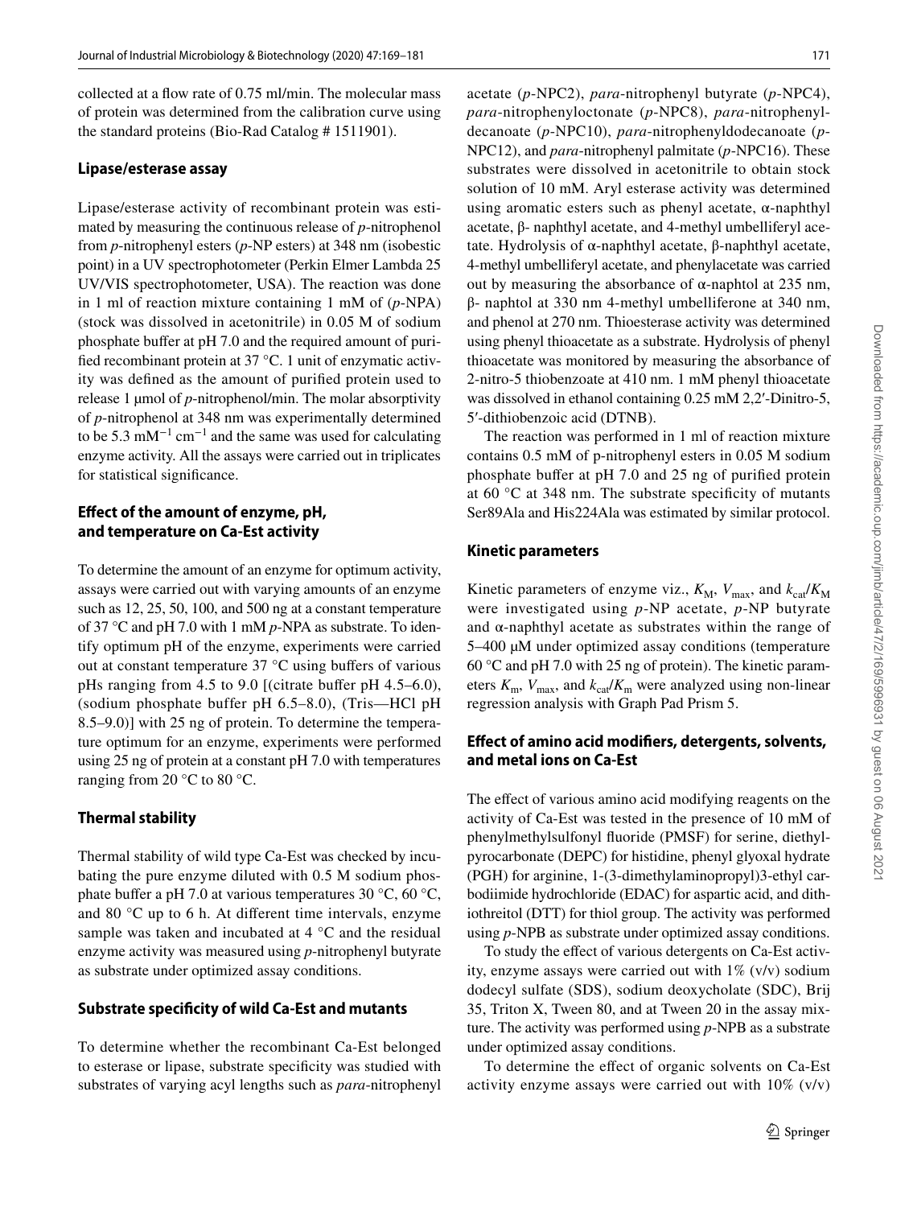collected at a flow rate of 0.75 ml/min. The molecular mass of protein was determined from the calibration curve using the standard proteins (Bio-Rad Catalog # 1511901).

### Lipase/esterase assay

Lipase/esterase activity of recombinant protein was estimated by measuring the continuous release of *p*-nitrophenol from *p*-nitrophenyl esters (*p*-NP esters) at 348 nm (isobestic point) in a UV spectrophotometer (Perkin Elmer Lambda 25 UV/VIS spectrophotometer, USA). The reaction was done in 1 ml of reaction mixture containing 1 mM of (*p*-NPA) (stock was dissolved in acetonitrile) in 0.05 M of sodium phosphate buffer at pH 7.0 and the required amount of purified recombinant protein at 37 °C. 1 unit of enzymatic activity was defined as the amount of purified protein used to release 1 µmol of *p*-nitrophenol/min. The molar absorptivity of *p*-nitrophenol at 348 nm was experimentally determined to be 5.3 $mM^{-1}$ $cm^{-1}$ and the same was used for calculating enzyme activity. All the assays were carried out in triplicates for statistical significance.

### Effect of the amount of enzyme, pH, and temperature on Ca-Est activity

To determine the amount of an enzyme for optimum activity, assays were carried out with varying amounts of an enzyme such as 12, 25, 50, 100, and 500 ng at a constant temperature of 37 °C and pH 7.0 with 1 mM *p*-NPA as substrate. To identify optimum pH of the enzyme, experiments were carried out at constant temperature 37 °C using buffers of various pHs ranging from 4.5 to 9.0 [(citrate buffer pH 4.5–6.0), (sodium phosphate buffer pH 6.5–8.0), (Tris—HCl pH 8.5–9.0)] with 25 ng of protein. To determine the temperature optimum for an enzyme, experiments were performed using 25 ng of protein at a constant pH 7.0 with temperatures ranging from 20 °C to 80 °C.

### Thermal stability

Thermal stability of wild type Ca-Est was checked by incubating the pure enzyme diluted with 0.5 M sodium phosphate buffer a pH 7.0 at various temperatures 30 °C, 60 °C, and 80 °C up to 6 h. At different time intervals, enzyme sample was taken and incubated at 4 °C and the residual enzyme activity was measured using *p*-nitrophenyl butyrate as substrate under optimized assay conditions.

### Substrate specificity of wild Ca-Est and mutants

To determine whether the recombinant Ca-Est belonged to esterase or lipase, substrate specificity was studied with substrates of varying acyl lengths such as *para*-nitrophenyl acetate (*p*-NPC2), *para*-nitrophenyl butyrate (*p*-NPC4), *para*-nitrophenyloctonate (*p*-NPC8), *para*-nitrophenyldecanoate (*p*-NPC10), *para*-nitrophenyldodecanoate (*p*-NPC12), and *para*-nitrophenyl palmitate (*p*-NPC16). These substrates were dissolved in acetonitrile to obtain stock solution of 10 mM. Aryl esterase activity was determined using aromatic esters such as phenyl acetate, α-naphthyl acetate, β- naphthyl acetate, and 4-methyl umbelliferyl acetate. Hydrolysis of α-naphthyl acetate, β-naphthyl acetate, 4-methyl umbelliferyl acetate, and phenylacetate was carried out by measuring the absorbance of α-naphtol at 235 nm, β- naphtol at 330 nm 4-methyl umbelliferone at 340 nm, and phenol at 270 nm. Thioesterase activity was determined using phenyl thioacetate as a substrate. Hydrolysis of phenyl thioacetate was monitored by measuring the absorbance of 2-nitro-5 thiobenzoate at 410 nm. 1 mM phenyl thioacetate was dissolved in ethanol containing 0.25 mM 2,2′-Dinitro-5, 5′-dithiobenzoic acid (DTNB).

The reaction was performed in 1 ml of reaction mixture contains 0.5 mM of p-nitrophenyl esters in 0.05 M sodium phosphate buffer at pH 7.0 and 25 ng of purified protein at 60 °C at 348 nm. The substrate specificity of mutants Ser89Ala and His224Ala was estimated by similar protocol.

### Kinetic parameters

Kinetic parameters of enzyme viz., $K_M$, $V_{max}$, and $k_{cat}/K_M$ were investigated using *p*-NP acetate, *p*-NP butyrate and α-naphthyl acetate as substrates within the range of 5–400 µM under optimized assay conditions (temperature 60 °C and pH 7.0 with 25 ng of protein). The kinetic parameters $K_m$, $V_{max}$, and $k_{cat}/K_m$ were analyzed using non-linear regression analysis with Graph Pad Prism 5.

### Effect of amino acid modifiers, detergents, solvents, and metal ions on Ca-Est

The effect of various amino acid modifying reagents on the activity of Ca-Est was tested in the presence of 10 mM of phenylmethylsulfonyl fluoride (PMSF) for serine, diethylpyrocarbonate (DEPC) for histidine, phenyl glyoxal hydrate (PGH) for arginine, 1-(3-dimethylaminopropyl)3-ethyl carbodiimide hydrochloride (EDAC) for aspartic acid, and dithiothreitol (DTT) for thiol group. The activity was performed using *p*-NPB as substrate under optimized assay conditions.

To study the effect of various detergents on Ca-Est activity, enzyme assays were carried out with 1% (v/v) sodium dodecyl sulfate (SDS), sodium deoxycholate (SDC), Brij 35, Triton X, Tween 80, and at Tween 20 in the assay mixture. The activity was performed using *p*-NPB as a substrate under optimized assay conditions.

To determine the effect of organic solvents on Ca-Est activity enzyme assays were carried out with 10% (v/v)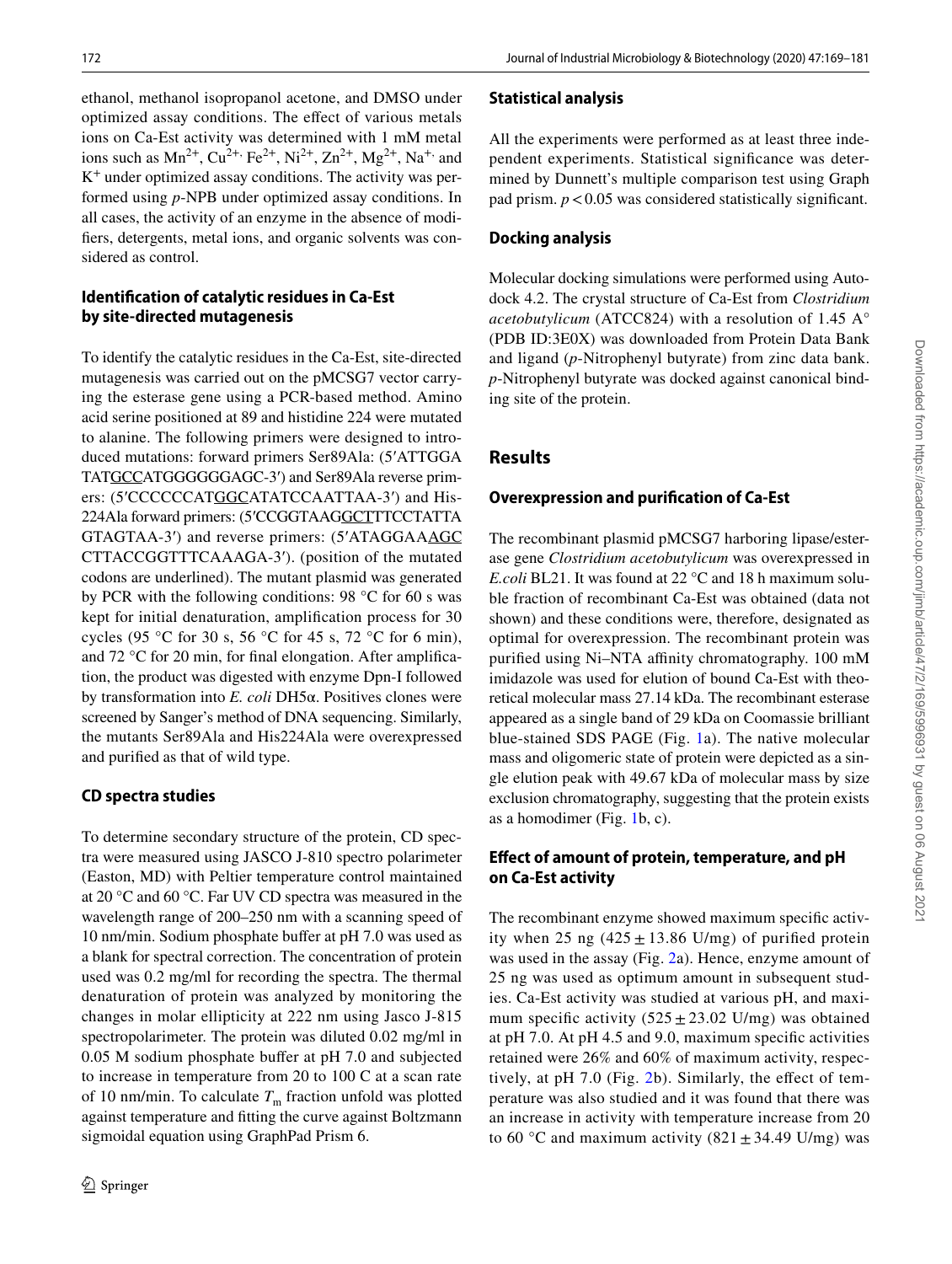ethanol, methanol isopropanol acetone, and DMSO under optimized assay conditions. The effect of various metals ions on Ca-Est activity was determined with 1 mM metal ions such as $Mn^{2+}$, $Cu^{2+,}$ $Fe^{2+}$, $Ni^{2+}$, $Zn^{2+}$, $Mg^{2+}$, $Na^{+,}$ and $K^{+}$ under optimized assay conditions. The activity was performed using *p*-NPB under optimized assay conditions. In all cases, the activity of an enzyme in the absence of modifiers, detergents, metal ions, and organic solvents was considered as control.

### Identification of catalytic residues in Ca-Est by site-directed mutagenesis

To identify the catalytic residues in the Ca-Est, site-directed mutagenesis was carried out on the pMCSG7 vector carrying the esterase gene using a PCR-based method. Amino acid serine positioned at 89 and histidine 224 were mutated to alanine. The following primers were designed to introduced mutations: forward primers Ser89Ala: (5′ATTGGATAT<u>GCC</u>ATGGGGGGAGC-3′) and Ser89Ala reverse primers: (5′CCCCCCAT<u>GGC</u>ATATCCAATTAA-3′) and His-224Ala forward primers: (5′CCGGTAAG<u>GCT</u>TTCCTATTAGTAGTAA-3′) and reverse primers: (5′ATAGGAA<u>AGC</u>CTTACCGGTTTCAAAGA-3′). (position of the mutated codons are underlined). The mutant plasmid was generated by PCR with the following conditions: 98 °C for 60 s was kept for initial denaturation, amplification process for 30 cycles (95 °C for 30 s, 56 °C for 45 s, 72 °C for 6 min), and 72 °C for 20 min, for final elongation. After amplification, the product was digested with enzyme Dpn-I followed by transformation into *E. coli* DH5α. Positives clones were screened by Sanger's method of DNA sequencing. Similarly, the mutants Ser89Ala and His224Ala were overexpressed and purified as that of wild type.

### CD spectra studies

To determine secondary structure of the protein, CD spectra were measured using JASCO J-810 spectro polarimeter (Easton, MD) with Peltier temperature control maintained at 20 °C and 60 °C. Far UV CD spectra was measured in the wavelength range of 200–250 nm with a scanning speed of 10 nm/min. Sodium phosphate buffer at pH 7.0 was used as a blank for spectral correction. The concentration of protein used was 0.2 mg/ml for recording the spectra. The thermal denaturation of protein was analyzed by monitoring the changes in molar ellipticity at 222 nm using Jasco J-815 spectropolarimeter. The protein was diluted 0.02 mg/ml in 0.05 M sodium phosphate buffer at pH 7.0 and subjected to increase in temperature from 20 to 100 C at a scan rate of 10 nm/min. To calculate $T_m$ fraction unfold was plotted against temperature and fitting the curve against Boltzmann sigmoidal equation using GraphPad Prism 6.

### Statistical analysis

All the experiments were performed as at least three independent experiments. Statistical significance was determined by Dunnett's multiple comparison test using Graph pad prism. $p < 0.05$ was considered statistically significant.

### Docking analysis

Molecular docking simulations were performed using Autodock 4.2. The crystal structure of Ca-Est from *Clostridium acetobutylicum* (ATCC824) with a resolution of 1.45 A° (PDB ID:3E0X) was downloaded from Protein Data Bank and ligand (*p*-Nitrophenyl butyrate) from zinc data bank. *p*-Nitrophenyl butyrate was docked against canonical binding site of the protein.

## Results

### Overexpression and purification of Ca-Est

The recombinant plasmid pMCSG7 harboring lipase/esterase gene *Clostridium acetobutylicum* was overexpressed in *E.coli* BL21. It was found at 22 °C and 18 h maximum soluble fraction of recombinant Ca-Est was obtained (data not shown) and these conditions were, therefore, designated as optimal for overexpression. The recombinant protein was purified using Ni–NTA affinity chromatography. 100 mM imidazole was used for elution of bound Ca-Est with theoretical molecular mass 27.14 kDa. The recombinant esterase appeared as a single band of 29 kDa on Coomassie brilliant blue-stained SDS PAGE (Fig. 1a). The native molecular mass and oligomeric state of protein were depicted as a single elution peak with 49.67 kDa of molecular mass by size exclusion chromatography, suggesting that the protein exists as a homodimer (Fig. 1b, c).

### Effect of amount of protein, temperature, and pH on Ca-Est activity

The recombinant enzyme showed maximum specific activity when 25 ng (425 ± 13.86 U/mg) of purified protein was used in the assay (Fig. 2a). Hence, enzyme amount of 25 ng was used as optimum amount in subsequent studies. Ca-Est activity was studied at various pH, and maximum specific activity (525 ± 23.02 U/mg) was obtained at pH 7.0. At pH 4.5 and 9.0, maximum specific activities retained were 26% and 60% of maximum activity, respectively, at pH 7.0 (Fig. 2b). Similarly, the effect of temperature was also studied and it was found that there was an increase in activity with temperature increase from 20 to 60 °C and maximum activity (821 ± 34.49 U/mg) was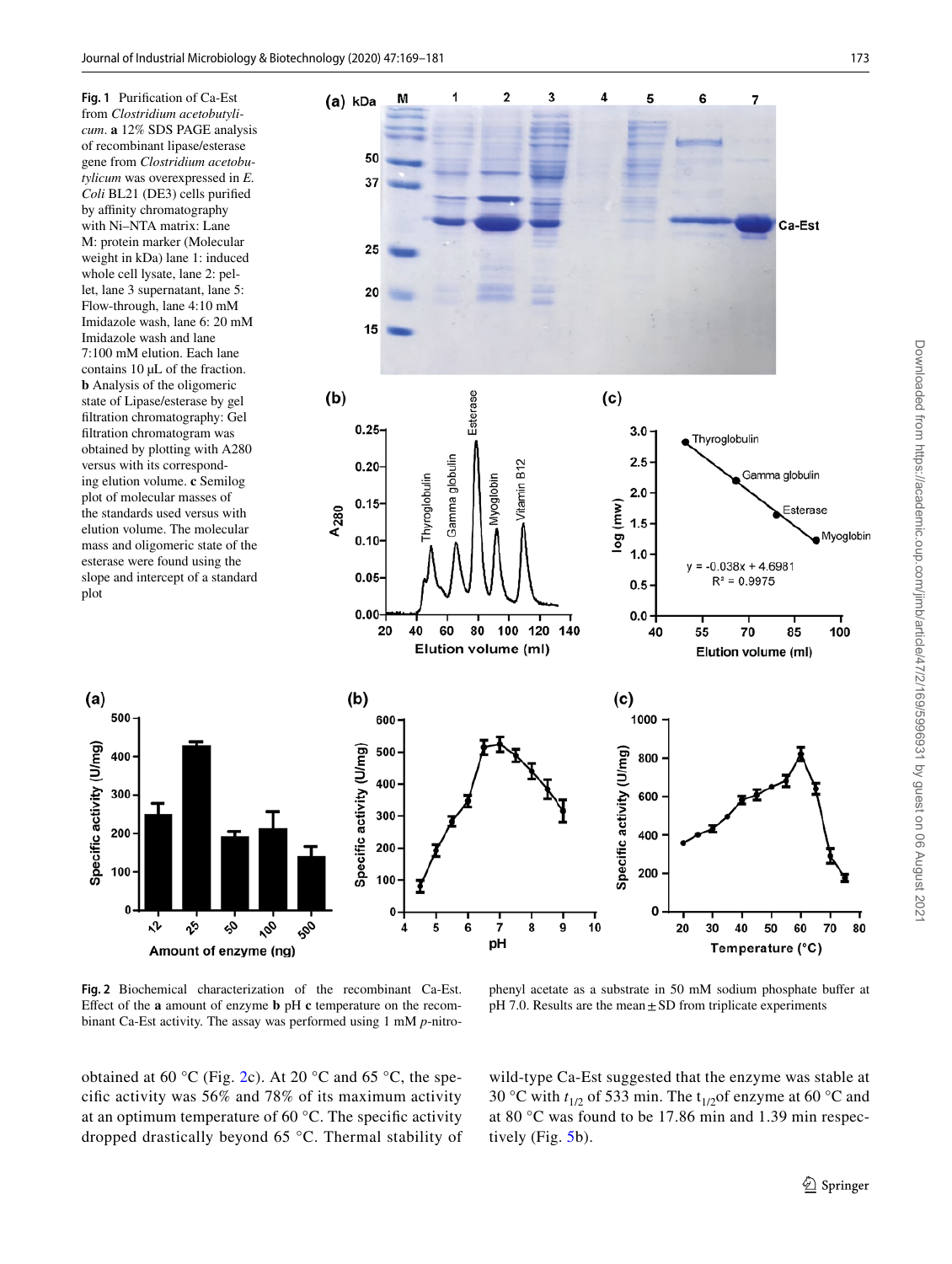**Fig. 1** Purification of Ca-Est from *Clostridium acetobutylicum*. **a** 12% SDS PAGE analysis of recombinant lipase/esterase gene from *Clostridium acetobutylicum* was overexpressed in *E. Coli* BL21 (DE3) cells purified by affinity chromatography with Ni–NTA matrix: Lane M: protein marker (Molecular weight in kDa) lane 1: induced whole cell lysate, lane 2: pellet, lane 3 supernatant, lane 5: Flow-through, lane 4:10 mM Imidazole wash, lane 6: 20 mM Imidazole wash and lane 7:100 mM elution. Each lane contains 10 μL of the fraction. **b** Analysis of the oligomeric state of Lipase/esterase by gel filtration chromatography: Gel filtration chromatogram was obtained by plotting with A280 versus with its corresponding elution volume. **c** Semilog plot of molecular masses of the standards used versus with elution volume. The molecular mass and oligomeric state of the esterase were found using the slope and intercept of a standard plot

**Fig. 2** Biochemical characterization of the recombinant Ca-Est. Effect of the **a** amount of enzyme **b** pH **c** temperature on the recombinant Ca-Est activity. The assay was performed using 1 mM *p*-nitrophenyl acetate as a substrate in 50 mM sodium phosphate buffer at pH 7.0. Results are the mean ± SD from triplicate experiments

obtained at 60 °C (Fig. 2c). At 20 °C and 65 °C, the specific activity was 56% and 78% of its maximum activity at an optimum temperature of 60 °C. The specific activity dropped drastically beyond 65 °C. Thermal stability of wild-type Ca-Est suggested that the enzyme was stable at 30 °C with $t_{1/2}$ of 533 min. The $t_{1/2}$ of enzyme at 60 °C and at 80 °C was found to be 17.86 min and 1.39 min respectively (Fig. 5b).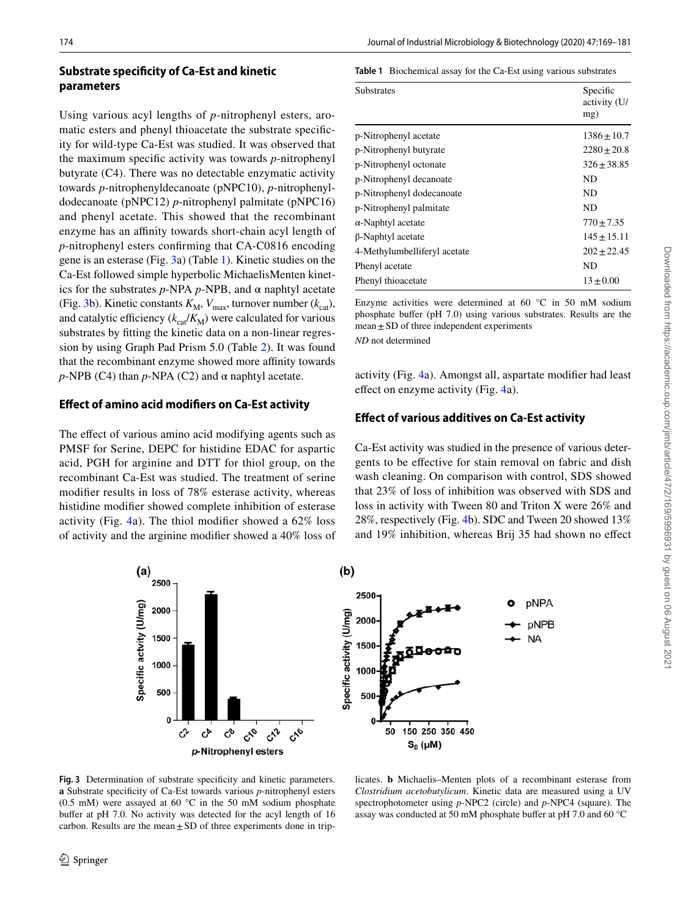## Substrate specificity of Ca-Est and kinetic parameters

Using various acyl lengths of *p*-nitrophenyl esters, aromatic esters and phenyl thioacetate the substrate specificity for wild-type Ca-Est was studied. It was observed that the maximum specific activity was towards *p*-nitrophenyl butyrate (C4). There was no detectable enzymatic activity towards *p*-nitrophenyldecanoate (pNPC10), *p*-nitrophenyldodecanoate (pNPC12) *p*-nitrophenyl palmitate (pNPC16) and phenyl acetate. This showed that the recombinant enzyme has an affinity towards short-chain acyl length of *p*-nitrophenyl esters confirming that CA-C0816 encoding gene is an esterase (Fig. 3a) (Table 1). Kinetic studies on the Ca-Est followed simple hyperbolic MichaelisMenten kinetics for the substrates *p*-NPA *p*-NPB, and α naphtyl acetate (Fig. 3b). Kinetic constants $K_M$, $V_{max}$, turnover number ($k_{cat}$), and catalytic efficiency ($k_{cat}/K_M$) were calculated for various substrates by fitting the kinetic data on a non-linear regression by using Graph Pad Prism 5.0 (Table 2). It was found that the recombinant enzyme showed more affinity towards *p*-NPB (C4) than *p*-NPA (C2) and α naphtyl acetate.

## Effect of amino acid modifiers on Ca-Est activity

The effect of various amino acid modifying agents such as PMSF for Serine, DEPC for histidine EDAC for aspartic acid, PGH for arginine and DTT for thiol group, on the recombinant Ca-Est was studied. The treatment of serine modifier results in loss of 78% esterase activity, whereas histidine modifier showed complete inhibition of esterase activity (Fig. 4a). The thiol modifier showed a 62% loss of activity and the arginine modifier showed a 40% loss of activity (Fig. 4a). Amongst all, aspartate modifier had least effect on enzyme activity (Fig. 4a).

**Table 1** Biochemical assay for the Ca-Est using various substrates

| Substrates | Specific activity (U/mg) |
|---|---|
| p-Nitrophenyl acetate | 1386 ± 10.7 |
| p-Nitrophenyl butyrate | 2280 ± 20.8 |
| p-Nitrophenyl octonate | 326 ± 38.85 |
| p-Nitrophenyl decanoate | ND |
| p-Nitrophenyl dodecanoate | ND |
| p-Nitrophenyl palmitate | ND |
| α-Naphtyl acetate | 770 ± 7.35 |
| β-Naphtyl acetate | 145 ± 15.11 |
| 4-Methylumbelliferyl acetate | 202 ± 22.45 |
| Phenyl acetate | ND |
| Phenyl thioacetate | 13 ± 0.00 |

Enzyme activities were determined at 60 °C in 50 mM sodium phosphate buffer (pH 7.0) using various substrates. Results are the mean ± SD of three independent experiments

*ND* not determined

## Effect of various additives on Ca-Est activity

Ca-Est activity was studied in the presence of various detergents to be effective for stain removal on fabric and dish wash cleaning. On comparison with control, SDS showed that 23% of loss of inhibition was observed with SDS and loss in activity with Tween 80 and Triton X were 26% and 28%, respectively (Fig. 4b). SDC and Tween 20 showed 13% and 19% inhibition, whereas Brij 35 had shown no effect

**Fig. 3** Determination of substrate specificity and kinetic parameters. **a** Substrate specificity of Ca-Est towards various *p*-nitrophenyl esters (0.5 mM) were assayed at 60 °C in the 50 mM sodium phosphate buffer at pH 7.0. No activity was detected for the acyl length of 16 carbon. Results are the mean ± SD of three experiments done in triplicates. **b** Michaelis–Menten plots of a recombinant esterase from *Clostridium acetobutylicum*. Kinetic data are measured using a UV spectrophotometer using *p*-NPC2 (circle) and *p*-NPC4 (square). The assay was conducted at 50 mM phosphate buffer at pH 7.0 and 60 °C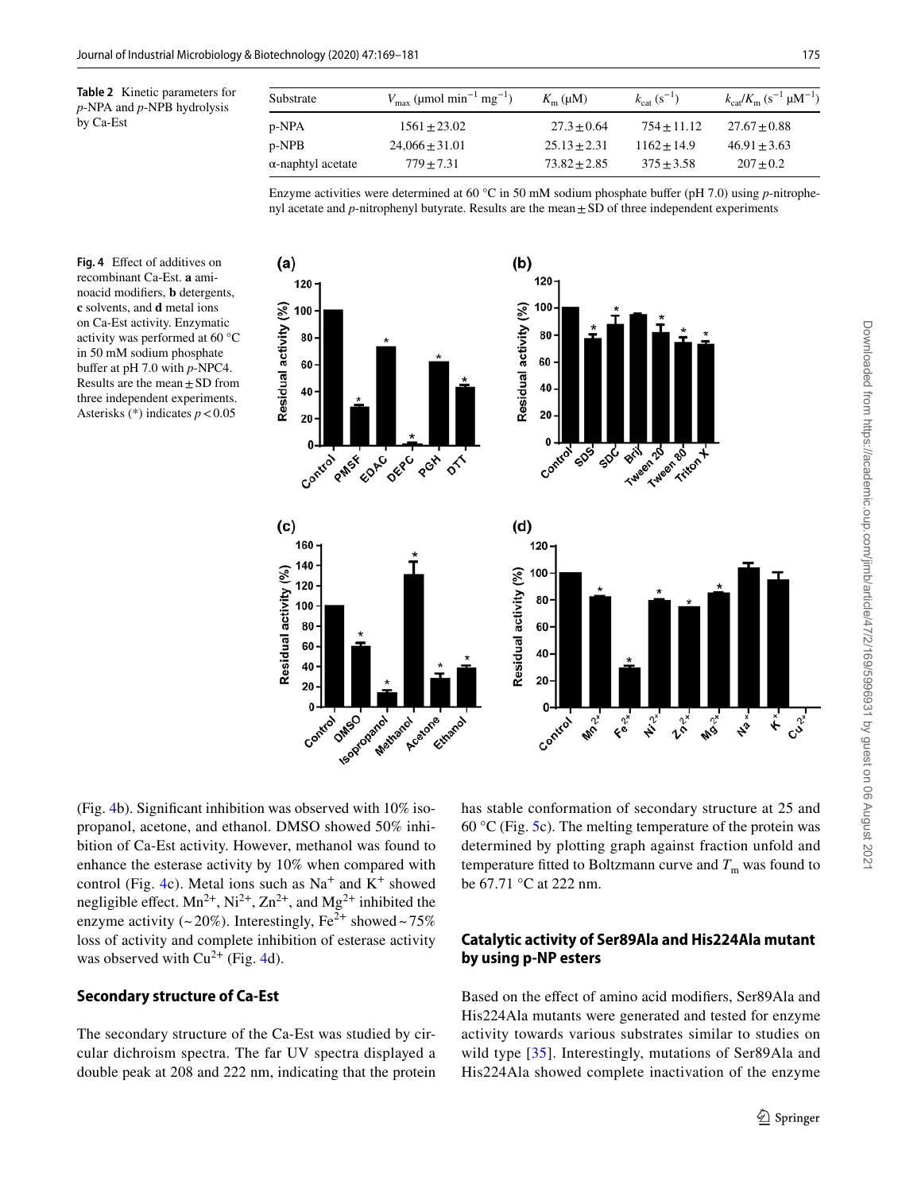**Table 2** Kinetic parameters for *p*-NPA and *p*-NPB hydrolysis by Ca-Est

| Substrate | $V_{max}$ (μmol $min^{-1}$ $mg^{-1}$) | $K_m$ (μM) | $k_{cat}$ ($s^{-1}$) | $k_{cat}/K_m$ ($s^{-1}$ $μM^{-1}$) |
|---|---|---|---|---|
| p-NPA | 1561 ± 23.02 | 27.3 ± 0.64 | 754 ± 11.12 | 27.67 ± 0.88 |
| p-NPB | 24,066 ± 31.01 | 25.13 ± 2.31 | 1162 ± 14.9 | 46.91 ± 3.63 |
| α-naphtyl acetate | 779 ± 7.31 | 73.82 ± 2.85 | 375 ± 3.58 | 207 ± 0.2 |

Enzyme activities were determined at 60 °C in 50 mM sodium phosphate buffer (pH 7.0) using *p*-nitrophenyl acetate and *p*-nitrophenyl butyrate. Results are the mean ± SD of three independent experiments

**Fig. 4** Effect of additives on recombinant Ca-Est. **a** aminoacid modifiers, **b** detergents, **c** solvents, and **d** metal ions on Ca-Est activity. Enzymatic activity was performed at 60 °C in 50 mM sodium phosphate buffer at pH 7.0 with *p*-NPC4. Results are the mean ± SD from three independent experiments. Asterisks (*) indicates $p < 0.05$

(Fig. 4b). Significant inhibition was observed with 10% isopropanol, acetone, and ethanol. DMSO showed 50% inhibition of Ca-Est activity. However, methanol was found to enhance the esterase activity by 10% when compared with control (Fig. 4c). Metal ions such as $Na^+$ and $K^+$ showed negligible effect. $Mn^{2+}$, $Ni^{2+}$, $Zn^{2+}$, and $Mg^{2+}$ inhibited the enzyme activity (~ 20%). Interestingly, $Fe^{2+}$ showed ~ 75% loss of activity and complete inhibition of esterase activity was observed with $Cu^{2+}$ (Fig. 4d).

## Secondary structure of Ca-Est

The secondary structure of the Ca-Est was studied by circular dichroism spectra. The far UV spectra displayed a double peak at 208 and 222 nm, indicating that the protein has stable conformation of secondary structure at 25 and 60 °C (Fig. 5c). The melting temperature of the protein was determined by plotting graph against fraction unfold and temperature fitted to Boltzmann curve and $T_m$ was found to be 67.71 °C at 222 nm.

## Catalytic activity of Ser89Ala and His224Ala mutant by using p-NP esters

Based on the effect of amino acid modifiers, Ser89Ala and His224Ala mutants were generated and tested for enzyme activity towards various substrates similar to studies on wild type [35]. Interestingly, mutations of Ser89Ala and His224Ala showed complete inactivation of the enzyme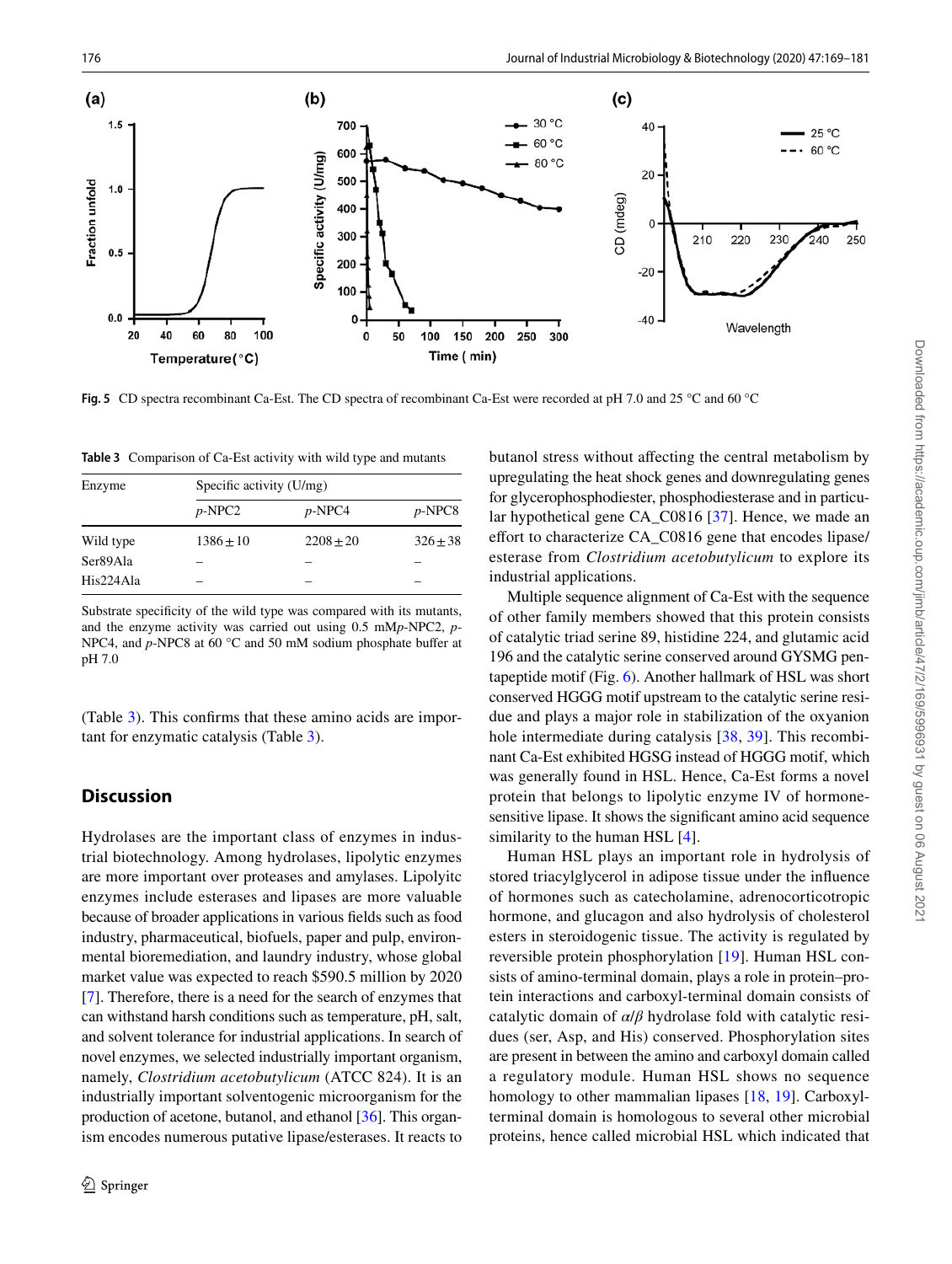Fig. 5 CD spectra recombinant Ca-Est. The CD spectra of recombinant Ca-Est were recorded at pH 7.0 and 25 °C and 60 °C

Table 3 Comparison of Ca-Est activity with wild type and mutants

| Enzyme | Specific activity (U/mg) | | |
|---|---|---|---|
| | *p*-NPC2 | *p*-NPC4 | *p*-NPC8 |
| Wild type | 1386 ± 10 | 2208 ± 20 | 326 ± 38 |
| Ser89Ala | – | – | – |
| His224Ala | – | – | – |

Substrate specificity of the wild type was compared with its mutants, and the enzyme activity was carried out using 0.5 mM*p*-NPC2, *p*-NPC4, and *p*-NPC8 at 60 °C and 50 mM sodium phosphate buffer at pH 7.0

(Table 3). This confirms that these amino acids are important for enzymatic catalysis (Table 3).

## Discussion

Hydrolases are the important class of enzymes in industrial biotechnology. Among hydrolases, lipolytic enzymes are more important over proteases and amylases. Lipolyitc enzymes include esterases and lipases are more valuable because of broader applications in various fields such as food industry, pharmaceutical, biofuels, paper and pulp, environmental bioremediation, and laundry industry, whose global market value was expected to reach $590.5 million by 2020 [7]. Therefore, there is a need for the search of enzymes that can withstand harsh conditions such as temperature, pH, salt, and solvent tolerance for industrial applications. In search of novel enzymes, we selected industrially important organism, namely, *Clostridium acetobutylicum* (ATCC 824). It is an industrially important solventogenic microorganism for the production of acetone, butanol, and ethanol [36]. This organism encodes numerous putative lipase/esterases. It reacts to butanol stress without affecting the central metabolism by upregulating the heat shock genes and downregulating genes for glycerophosphodiester, phosphodiesterase and in particular hypothetical gene CA_C0816 [37]. Hence, we made an effort to characterize CA_C0816 gene that encodes lipase/esterase from *Clostridium acetobutylicum* to explore its industrial applications.

Multiple sequence alignment of Ca-Est with the sequence of other family members showed that this protein consists of catalytic triad serine 89, histidine 224, and glutamic acid 196 and the catalytic serine conserved around GYSMG pentapeptide motif (Fig. 6). Another hallmark of HSL was short conserved HGGG motif upstream to the catalytic serine residue and plays a major role in stabilization of the oxyanion hole intermediate during catalysis [38, 39]. This recombinant Ca-Est exhibited HGSG instead of HGGG motif, which was generally found in HSL. Hence, Ca-Est forms a novel protein that belongs to lipolytic enzyme IV of hormone-sensitive lipase. It shows the significant amino acid sequence similarity to the human HSL [4].

Human HSL plays an important role in hydrolysis of stored triacylglycerol in adipose tissue under the influence of hormones such as catecholamine, adrenocorticotropic hormone, and glucagon and also hydrolysis of cholesterol esters in steroidogenic tissue. The activity is regulated by reversible protein phosphorylation [19]. Human HSL consists of amino-terminal domain, plays a role in protein–protein interactions and carboxyl-terminal domain consists of catalytic domain of $\alpha/\beta$ hydrolase fold with catalytic residues (ser, Asp, and His) conserved. Phosphorylation sites are present in between the amino and carboxyl domain called a regulatory module. Human HSL shows no sequence homology to other mammalian lipases [18, 19]. Carboxyl-terminal domain is homologous to several other microbial proteins, hence called microbial HSL which indicated that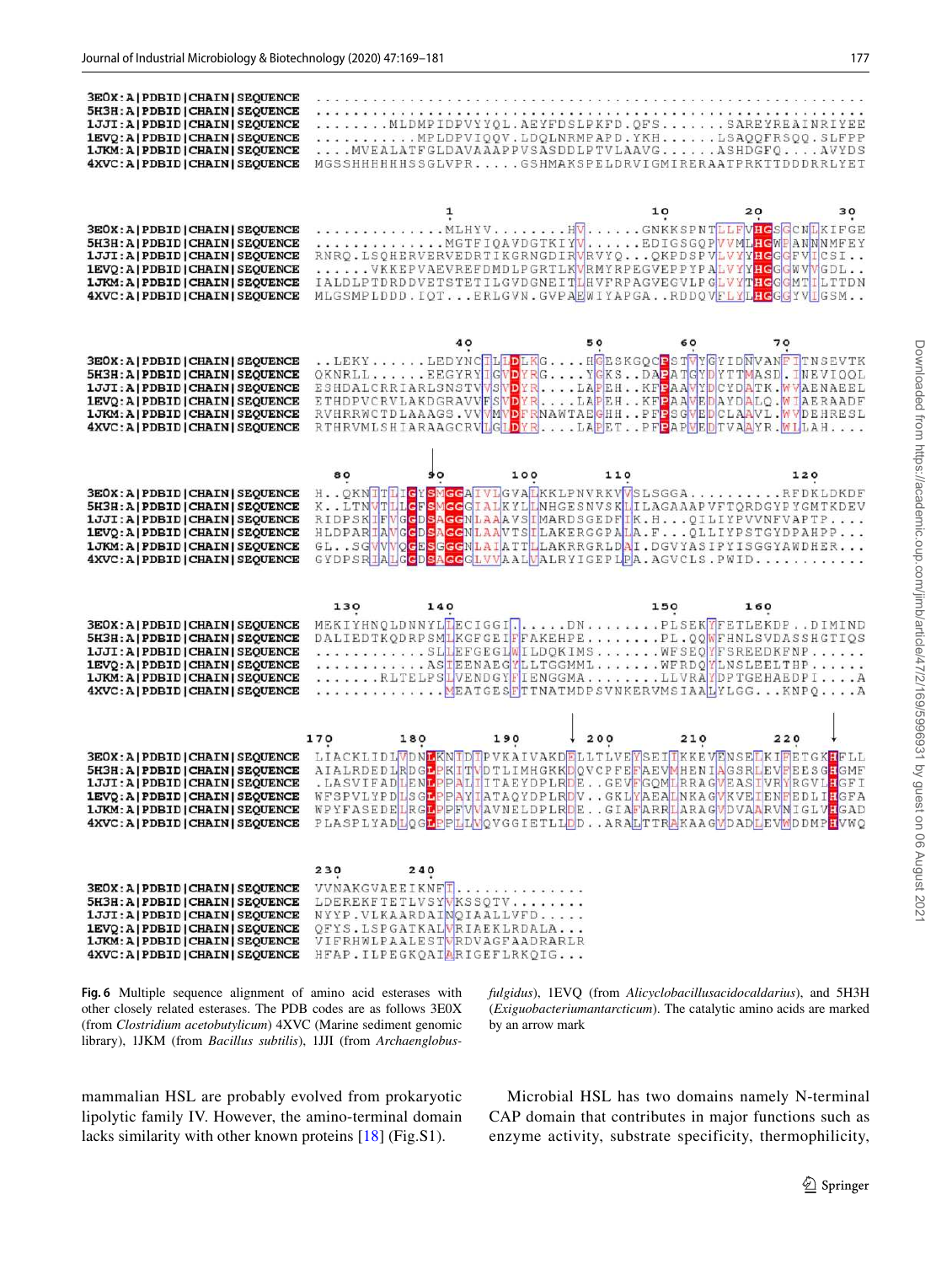```
3E0X:A|PDBID|CHAIN|SEQUENCE  ..............................................................
5H3H:A|PDBID|CHAIN|SEQUENCE  ..............................................................
1JJI:A|PDBID|CHAIN|SEQUENCE  ........MLDMPIDPVYYQL.AEYFDSLPKFD.QFS.......SAREYREAINRIYEE
1EVQ:A|PDBID|CHAIN|SEQUENCE  ..........MPLDPVIQQV.LDQLNRMPAPD.YKH......LSAQQFRSQQ.SLFPP
1JKM:A|PDBID|CHAIN|SEQUENCE  ....MVEALATFGLDAVAAAPPVSASDDLPTVLAAVG......ASHDGFQ....AVYDS
4XVC:A|PDBID|CHAIN|SEQUENCE  MGSSHHHHHHSSGLVPR.....GSHMAKSPELDRVIGMIRERAATPRKTTDDDRRLYET

                                                  1          10        20        30
3E0X:A|PDBID|CHAIN|SEQUENCE  .............MLHYV........HV......GNKKSPNTLLFVHGSGCNLKIFGE
5H3H:A|PDBID|CHAIN|SEQUENCE  .............MGTFIQAVDGTKIYV......EDIGSGQPVVMLHGWPANNNMFEY
1JJI:A|PDBID|CHAIN|SEQUENCE  RNRQ.LSQHERVERVEDRTIKGRNGDIRVRVYQ...QKPDSPVLVYYHGGGFVICSI..
1EVQ:A|PDBID|CHAIN|SEQUENCE  ......VKKEPVAEVREFDMDLPGRTLKVRMYRPEGVEPPYPALVYYHGGGWVVGDL..
1JKM:A|PDBID|CHAIN|SEQUENCE  IALDLPTDRDDVETSTETILGVDGNEITLHVFRPAGVEGVLPGLVYTHGGGMTILTTDN
4XVC:A|PDBID|CHAIN|SEQUENCE  MLGSMPLDDD.IQT...ERLGVN.GVPAEWIYAPGA..RDDQVFLYLHGGGYVIGSM..

                                       40              50         60         70
3E0X:A|PDBID|CHAIN|SEQUENCE  ..LEKY......LEDYNCILLDLKG....HGESKGQCPSTVYGYIDNVANFITNSEVTK
5H3H:A|PDBID|CHAIN|SEQUENCE  QKNRLL......EEGYRYIGVDYRG....YGKS..DAPATGYDYTTMASD.INEVIQQL
1JJI:A|PDBID|CHAIN|SEQUENCE  ESHDALCRRIARLSNSTVVSVDYR....LAPEH..KFPAAVYDCYDATK.WVAENAEEL
1EVQ:A|PDBID|CHAIN|SEQUENCE  ETHDPVCRVLAKDGRAVVFSVDYR....LAPEH..KFPAAVEDAYDALQ.WIAERAADF
1JKM:A|PDBID|CHAIN|SEQUENCE  RVHRRWCTDLAAAGS.VVVMVDFRNAWTAEGHH..PFPSGVEDCLAAVL.WVDEHRESL
4XVC:A|PDBID|CHAIN|SEQUENCE  RTHRVMLSHIARAAGCRVLGIDYR....LAPET..PFPAPVEDTVAAYR.WLLAH....

                             80          90          100        110              120
3E0X:A|PDBID|CHAIN|SEQUENCE  H..QKNITLIGYSMGGAIVLGVALKKLPNVRKVVSLSGGA..........RFDKLDKDF
5H3H:A|PDBID|CHAIN|SEQUENCE  K..LTNVTLLGFSMGCGIALKYLLNHGESNVSKLILAGAAAPVFTQRDGYPYGMTKDEV
1JJI:A|PDBID|CHAIN|SEQUENCE  RIDPSKIFVGGDSAGGNLAAAVSIMARDSGEDFIK.H...QILIYPVVNFVAPTP....
1EVQ:A|PDBID|CHAIN|SEQUENCE  HLDPARIAVGGDSAGGNLAAVTSILAKERGGPALA.F...QLLIYPSTGYDPAHPP...
1JKM:A|PDBID|CHAIN|SEQUENCE  GL..SGVVVQGESGGGNLAIATTLLAKRRGRLDAI.DGVYASIPYISGGYAWDHER...
4XVC:A|PDBID|CHAIN|SEQUENCE  GYDPSRIALGGDSAGGGLVVAALVALRYIGEPLPA.AGVCLS.PWID...........

                             130        140                        150        160
3E0X:A|PDBID|CHAIN|SEQUENCE  MEKIYHNQLDNNYLLECIGGIT.....DN........PLSEKYFETLEKDP..DIMIND
5H3H:A|PDBID|CHAIN|SEQUENCE  DALIEDTKQDRPSMLKGFGEIFFAKEHPE........PL.QQWFHNLSVDASSHGTIQS
1JJI:A|PDBID|CHAIN|SEQUENCE  ...........SLLEFGEGLWILDQKIMS.......WFSEQYFSREEDKFNP......
1EVQ:A|PDBID|CHAIN|SEQUENCE  ...........ASIEENAEGYLLTGGMML.......WFRDQYLNSLEELTHP......
1JKM:A|PDBID|CHAIN|SEQUENCE  ......RLTELPSLVENDGYFIENGGMA........LLVRAYDPTGEHAEDPI....A
4XVC:A|PDBID|CHAIN|SEQUENCE  .............MEATGESFTTNATMDPSVNKERVMSIAALYLGG...KNPQ....A

                             170       180        190        200        210        220
3E0X:A|PDBID|CHAIN|SEQUENCE  LIACKLIDLVDNLKNIDIPVKAIVAKDELLTLVEYSEITKKEVENSELKIFETGKHFLL
5H3H:A|PDBID|CHAIN|SEQUENCE  AIALRDEDLRDGLPKITVDTLIMHGKKDQVCPFEFAEVMHENIAGSRLEVFEESGHGMF
1JJI:A|PDBID|CHAIN|SEQUENCE  .LASVIFADLENLPPALIITAEYDPLRDE..GEVFGQMLRRAGVEASIVRYRGVLHGFI
1EVQ:A|PDBID|CHAIN|SEQUENCE  WFSPVLYPDLSGLPPAYIATAQYDPLRDV..GKLYAEALNKAGVKVEIENFEDLIHGFA
1JKM:A|PDBID|CHAIN|SEQUENCE  WPYFASEDELRGLPPFVVAVNELDPLRDE..GIAFARRLARAGVDVAARVNIGLVHGAD
4XVC:A|PDBID|CHAIN|SEQUENCE  PLASPLYADLQGLPPLLVQVGGIETLLDD..ARALTTRAKAAGVDADLEVWDDMPHVWQ

                             230        240
3E0X:A|PDBID|CHAIN|SEQUENCE  VVNAKGVAEEIKNFI.............
5H3H:A|PDBID|CHAIN|SEQUENCE  LDEREKFTETLVSYVKSSQTV........
1JJI:A|PDBID|CHAIN|SEQUENCE  NYYP.VLKAARDAINQIAALLVFD.....
1EVQ:A|PDBID|CHAIN|SEQUENCE  QFYS.LSPGATKALVRIAEKLRDALA...
1JKM:A|PDBID|CHAIN|SEQUENCE  VIFRHWLPAALESTVRDVAGFAADRARLR
4XVC:A|PDBID|CHAIN|SEQUENCE  HFAP.ILPEGKQAIARIGEFLRKQIG...
```

**Fig. 6** Multiple sequence alignment of amino acid esterases with other closely related esterases. The PDB codes are as follows 3E0X (from *Clostridium acetobutylicum*) 4XVC (Marine sediment genomic library), 1JKM (from *Bacillus subtilis*), 1JJI (from *Archaenglobusfulgidus*), 1EVQ (from *Alicyclobacillusacidocaldarius*), and 5H3H (*Exiguobacteriumantarcticum*). The catalytic amino acids are marked by an arrow mark

mammalian HSL are probably evolved from prokaryotic lipolytic family IV. However, the amino-terminal domain lacks similarity with other known proteins [18] (Fig.S1).

Microbial HSL has two domains namely N-terminal CAP domain that contributes in major functions such as enzyme activity, substrate specificity, thermophilicity,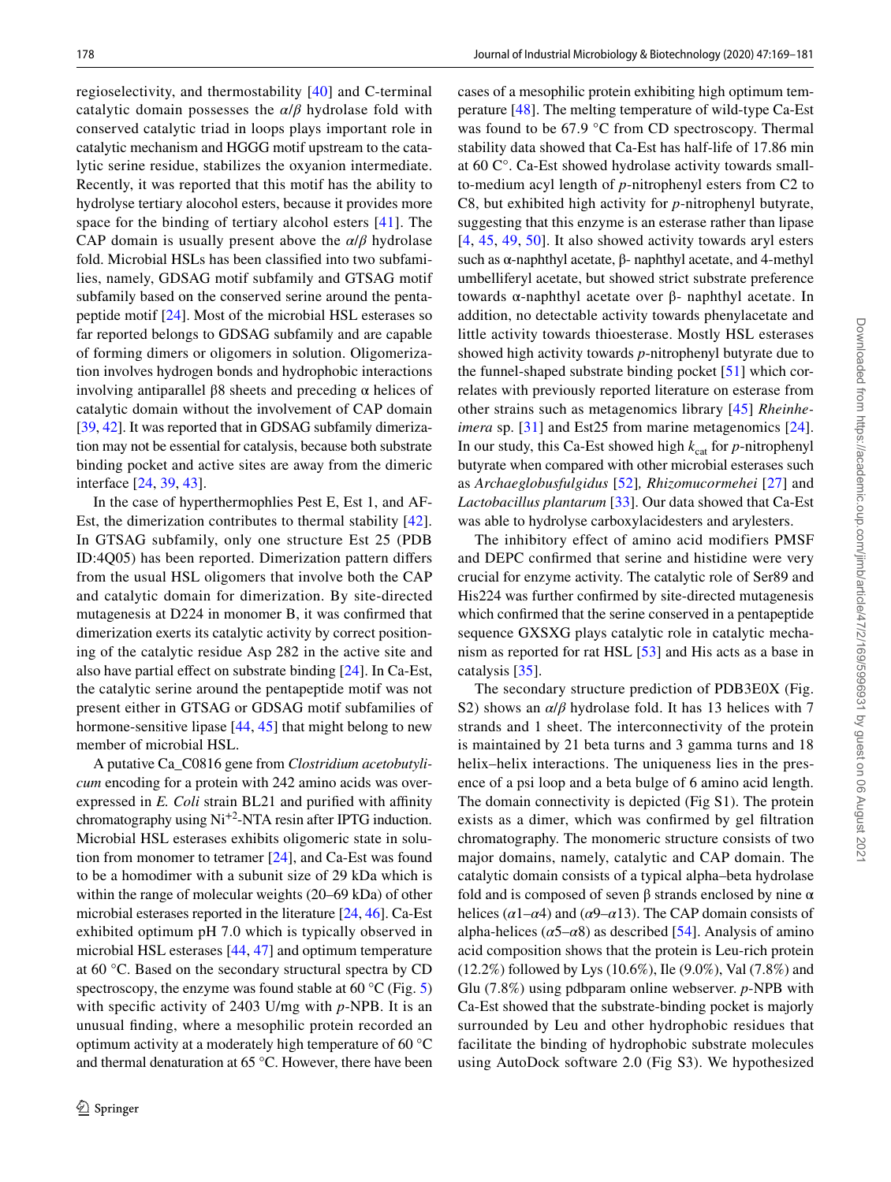regioselectivity, and thermostability [40] and C-terminal catalytic domain possesses the *α*/*β* hydrolase fold with conserved catalytic triad in loops plays important role in catalytic mechanism and HGGG motif upstream to the catalytic serine residue, stabilizes the oxyanion intermediate. Recently, it was reported that this motif has the ability to hydrolyse tertiary alcohol esters, because it provides more space for the binding of tertiary alcohol esters [41]. The CAP domain is usually present above the *α*/*β* hydrolase fold. Microbial HSLs has been classified into two subfamilies, namely, GDSAG motif subfamily and GTSAG motif subfamily based on the conserved serine around the pentapeptide motif [24]. Most of the microbial HSL esterases so far reported belongs to GDSAG subfamily and are capable of forming dimers or oligomers in solution. Oligomerization involves hydrogen bonds and hydrophobic interactions involving antiparallel β8 sheets and preceding α helices of catalytic domain without the involvement of CAP domain [39, 42]. It was reported that in GDSAG subfamily dimerization may not be essential for catalysis, because both substrate binding pocket and active sites are away from the dimeric interface [24, 39, 43].

In the case of hyperthermophlies Pest E, Est 1, and AF-Est, the dimerization contributes to thermal stability [42]. In GTSAG subfamily, only one structure Est 25 (PDB ID:4Q05) has been reported. Dimerization pattern differs from the usual HSL oligomers that involve both the CAP and catalytic domain for dimerization. By site-directed mutagenesis at D224 in monomer B, it was confirmed that dimerization exerts its catalytic activity by correct positioning of the catalytic residue Asp 282 in the active site and also have partial effect on substrate binding [24]. In Ca-Est, the catalytic serine around the pentapeptide motif was not present either in GTSAG or GDSAG motif subfamilies of hormone-sensitive lipase [44, 45] that might belong to new member of microbial HSL.

A putative Ca_C0816 gene from *Clostridium acetobutylicum* encoding for a protein with 242 amino acids was overexpressed in *E. Coli* strain BL21 and purified with affinity chromatography using $Ni^{+2}$-NTA resin after IPTG induction. Microbial HSL esterases exhibits oligomeric state in solution from monomer to tetramer [24], and Ca-Est was found to be a homodimer with a subunit size of 29 kDa which is within the range of molecular weights (20–69 kDa) of other microbial esterases reported in the literature [24, 46]. Ca-Est exhibited optimum pH 7.0 which is typically observed in microbial HSL esterases [44, 47] and optimum temperature at 60 °C. Based on the secondary structural spectra by CD spectroscopy, the enzyme was found stable at 60 °C (Fig. 5) with specific activity of 2403 U/mg with *p*-NPB. It is an unusual finding, where a mesophilic protein recorded an optimum activity at a moderately high temperature of 60 °C and thermal denaturation at 65 °C. However, there have been cases of a mesophilic protein exhibiting high optimum temperature [48]. The melting temperature of wild-type Ca-Est was found to be 67.9 °C from CD spectroscopy. Thermal stability data showed that Ca-Est has half-life of 17.86 min at 60 C°. Ca-Est showed hydrolase activity towards small-to-medium acyl length of *p*-nitrophenyl esters from C2 to C8, but exhibited high activity for *p*-nitrophenyl butyrate, suggesting that this enzyme is an esterase rather than lipase [4, 45, 49, 50]. It also showed activity towards aryl esters such as α-naphthyl acetate, β- naphthyl acetate, and 4-methyl umbelliferyl acetate, but showed strict substrate preference towards α-naphthyl acetate over β- naphthyl acetate. In addition, no detectable activity towards phenylacetate and little activity towards thioesterase. Mostly HSL esterases showed high activity towards *p*-nitrophenyl butyrate due to the funnel-shaped substrate binding pocket [51] which correlates with previously reported literature on esterase from other strains such as metagenomics library [45] *Rheinheimera* sp. [31] and Est25 from marine metagenomics [24]. In our study, this Ca-Est showed high $k_{cat}$ for *p*-nitrophenyl butyrate when compared with other microbial esterases such as *Archaeglobusfulgidus* [52]*, Rhizomucormehei* [27] and *Lactobacillus plantarum* [33]. Our data showed that Ca-Est was able to hydrolyse carboxylacidesters and arylesters.

The inhibitory effect of amino acid modifiers PMSF and DEPC confirmed that serine and histidine were very crucial for enzyme activity. The catalytic role of Ser89 and His224 was further confirmed by site-directed mutagenesis which confirmed that the serine conserved in a pentapeptide sequence GXSXG plays catalytic role in catalytic mechanism as reported for rat HSL [53] and His acts as a base in catalysis [35].

The secondary structure prediction of PDB3E0X (Fig. S2) shows an *α*/*β* hydrolase fold. It has 13 helices with 7 strands and 1 sheet. The interconnectivity of the protein is maintained by 21 beta turns and 3 gamma turns and 18 helix–helix interactions. The uniqueness lies in the presence of a psi loop and a beta bulge of 6 amino acid length. The domain connectivity is depicted (Fig S1). The protein exists as a dimer, which was confirmed by gel filtration chromatography. The monomeric structure consists of two major domains, namely, catalytic and CAP domain. The catalytic domain consists of a typical alpha–beta hydrolase fold and is composed of seven β strands enclosed by nine α helices (*α*1–*α*4) and (*α*9–*α*13). The CAP domain consists of alpha-helices (*α*5–*α*8) as described [54]. Analysis of amino acid composition shows that the protein is Leu-rich protein (12.2%) followed by Lys (10.6%), Ile (9.0%), Val (7.8%) and Glu (7.8%) using pdbparam online webserver. *p*-NPB with Ca-Est showed that the substrate-binding pocket is majorly surrounded by Leu and other hydrophobic residues that facilitate the binding of hydrophobic substrate molecules using AutoDock software 2.0 (Fig S3). We hypothesized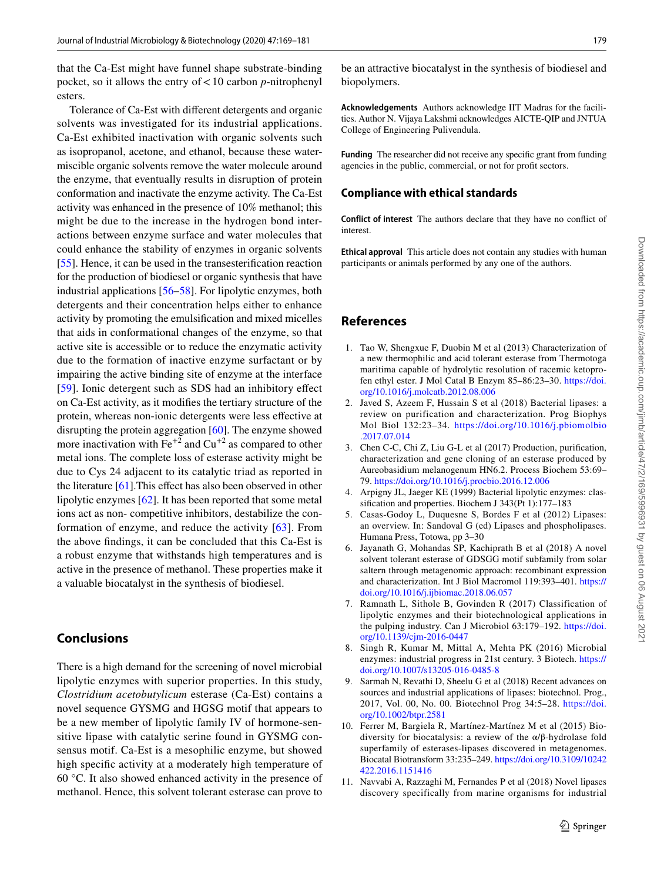that the Ca-Est might have funnel shape substrate-binding pocket, so it allows the entry of < 10 carbon *p*-nitrophenyl esters.

Tolerance of Ca-Est with different detergents and organic solvents was investigated for its industrial applications. Ca-Est exhibited inactivation with organic solvents such as isopropanol, acetone, and ethanol, because these water-miscible organic solvents remove the water molecule around the enzyme, that eventually results in disruption of protein conformation and inactivate the enzyme activity. The Ca-Est activity was enhanced in the presence of 10% methanol; this might be due to the increase in the hydrogen bond interactions between enzyme surface and water molecules that could enhance the stability of enzymes in organic solvents [55]. Hence, it can be used in the transesterification reaction for the production of biodiesel or organic synthesis that have industrial applications [56–58]. For lipolytic enzymes, both detergents and their concentration helps either to enhance activity by promoting the emulsification and mixed micelles that aids in conformational changes of the enzyme, so that active site is accessible or to reduce the enzymatic activity due to the formation of inactive enzyme surfactant or by impairing the active binding site of enzyme at the interface [59]. Ionic detergent such as SDS had an inhibitory effect on Ca-Est activity, as it modifies the tertiary structure of the protein, whereas non-ionic detergents were less effective at disrupting the protein aggregation [60]. The enzyme showed more inactivation with $Fe^{+2}$ and $Cu^{+2}$ as compared to other metal ions. The complete loss of esterase activity might be due to Cys 24 adjacent to its catalytic triad as reported in the literature [61].This effect has also been observed in other lipolytic enzymes [62]. It has been reported that some metal ions act as non- competitive inhibitors, destabilize the conformation of enzyme, and reduce the activity [63]. From the above findings, it can be concluded that this Ca-Est is a robust enzyme that withstands high temperatures and is active in the presence of methanol. These properties make it a valuable biocatalyst in the synthesis of biodiesel.

## Conclusions

There is a high demand for the screening of novel microbial lipolytic enzymes with superior properties. In this study, *Clostridium acetobutylicum* esterase (Ca-Est) contains a novel sequence GYSMG and HGSG motif that appears to be a new member of lipolytic family IV of hormone-sensitive lipase with catalytic serine found in GYSMG consensus motif. Ca-Est is a mesophilic enzyme, but showed high specific activity at a moderately high temperature of 60 °C. It also showed enhanced activity in the presence of methanol. Hence, this solvent tolerant esterase can prove to be an attractive biocatalyst in the synthesis of biodiesel and biopolymers.

**Acknowledgements** Authors acknowledge IIT Madras for the facilities. Author N. Vijaya Lakshmi acknowledges AICTE-QIP and JNTUA College of Engineering Pulivendula.

**Funding** The researcher did not receive any specific grant from funding agencies in the public, commercial, or not for profit sectors.

### Compliance with ethical standards

**Conflict of interest** The authors declare that they have no conflict of interest.

**Ethical approval** This article does not contain any studies with human participants or animals performed by any one of the authors.

## References

1. Tao W, Shengxue F, Duobin M et al (2013) Characterization of a new thermophilic and acid tolerant esterase from Thermotoga maritima capable of hydrolytic resolution of racemic ketoprofen ethyl ester. J Mol Catal B Enzym 85–86:23–30. https://doi.org/10.1016/j.molcatb.2012.08.006
2. Javed S, Azeem F, Hussain S et al (2018) Bacterial lipases: a review on purification and characterization. Prog Biophys Mol Biol 132:23–34. https://doi.org/10.1016/j.pbiomolbio.2017.07.014
3. Chen C-C, Chi Z, Liu G-L et al (2017) Production, purification, characterization and gene cloning of an esterase produced by Aureobasidium melanogenum HN6.2. Process Biochem 53:69–79. https://doi.org/10.1016/j.procbio.2016.12.006
4. Arpigny JL, Jaeger KE (1999) Bacterial lipolytic enzymes: classification and properties. Biochem J 343(Pt 1):177–183
5. Casas-Godoy L, Duquesne S, Bordes F et al (2012) Lipases: an overview. In: Sandoval G (ed) Lipases and phospholipases. Humana Press, Totowa, pp 3–30
6. Jayanath G, Mohandas SP, Kachiprath B et al (2018) A novel solvent tolerant esterase of GDSGG motif subfamily from solar saltern through metagenomic approach: recombinant expression and characterization. Int J Biol Macromol 119:393–401. https://doi.org/10.1016/j.ijbiomac.2018.06.057
7. Ramnath L, Sithole B, Govinden R (2017) Classification of lipolytic enzymes and their biotechnological applications in the pulping industry. Can J Microbiol 63:179–192. https://doi.org/10.1139/cjm-2016-0447
8. Singh R, Kumar M, Mittal A, Mehta PK (2016) Microbial enzymes: industrial progress in 21st century. 3 Biotech. https://doi.org/10.1007/s13205-016-0485-8
9. Sarmah N, Revathi D, Sheelu G et al (2018) Recent advances on sources and industrial applications of lipases: biotechnol. Prog., 2017, Vol. 00, No. 00. Biotechnol Prog 34:5–28. https://doi.org/10.1002/btpr.2581
10. Ferrer M, Bargiela R, Martínez-Martínez M et al (2015) Biodiversity for biocatalysis: a review of the α/β-hydrolase fold superfamily of esterases-lipases discovered in metagenomes. Biocatal Biotransform 33:235–249. https://doi.org/10.3109/10242422.2016.1151416
11. Navvabi A, Razzaghi M, Fernandes P et al (2018) Novel lipases discovery specifically from marine organisms for industrial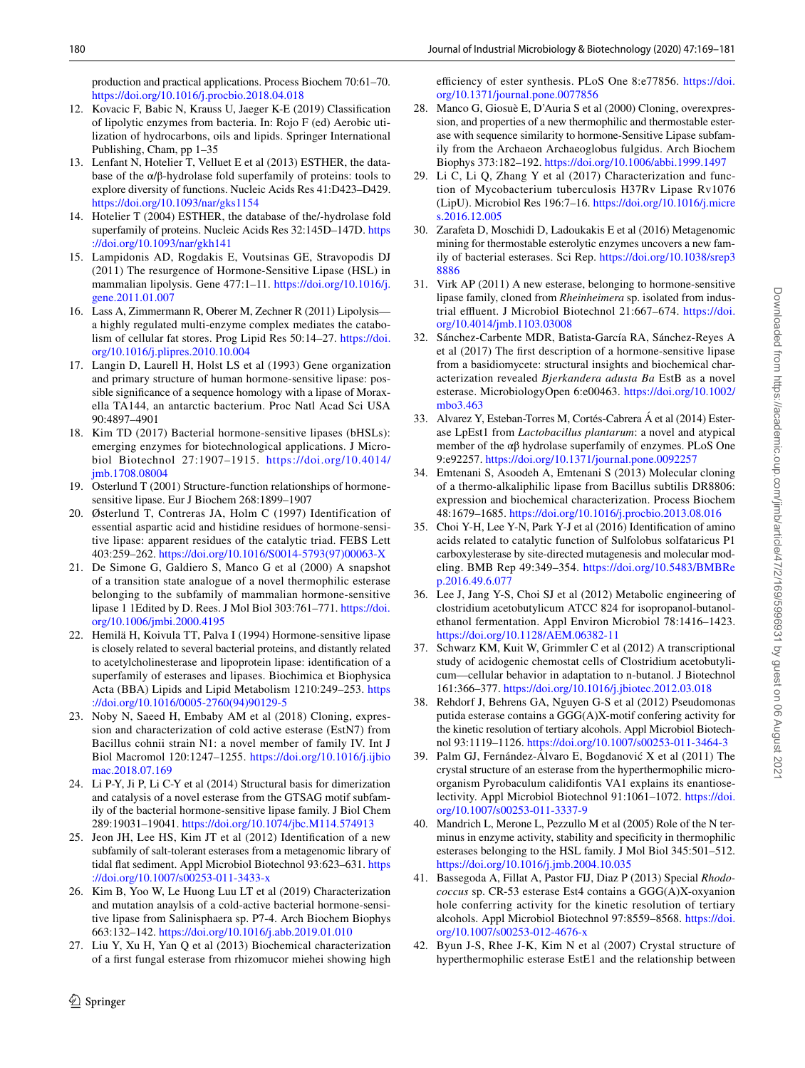production and practical applications. Process Biochem 70:61–70. https://doi.org/10.1016/j.procbio.2018.04.018

12. Kovacic F, Babic N, Krauss U, Jaeger K-E (2019) Classification of lipolytic enzymes from bacteria. In: Rojo F (ed) Aerobic utilization of hydrocarbons, oils and lipids. Springer International Publishing, Cham, pp 1–35
13. Lenfant N, Hotelier T, Velluet E et al (2013) ESTHER, the database of the α/β-hydrolase fold superfamily of proteins: tools to explore diversity of functions. Nucleic Acids Res 41:D423–D429. https://doi.org/10.1093/nar/gks1154
14. Hotelier T (2004) ESTHER, the database of the/-hydrolase fold superfamily of proteins. Nucleic Acids Res 32:145D–147D. https://doi.org/10.1093/nar/gkh141
15. Lampidonis AD, Rogdakis E, Voutsinas GE, Stravopodis DJ (2011) The resurgence of Hormone-Sensitive Lipase (HSL) in mammalian lipolysis. Gene 477:1–11. https://doi.org/10.1016/j.gene.2011.01.007
16. Lass A, Zimmermann R, Oberer M, Zechner R (2011) Lipolysis—a highly regulated multi-enzyme complex mediates the catabolism of cellular fat stores. Prog Lipid Res 50:14–27. https://doi.org/10.1016/j.plipres.2010.10.004
17. Langin D, Laurell H, Holst LS et al (1993) Gene organization and primary structure of human hormone-sensitive lipase: possible significance of a sequence homology with a lipase of Moraxella TA144, an antarctic bacterium. Proc Natl Acad Sci USA 90:4897–4901
18. Kim TD (2017) Bacterial hormone-sensitive lipases (bHSLs): emerging enzymes for biotechnological applications. J Microbiol Biotechnol 27:1907–1915. https://doi.org/10.4014/jmb.1708.08004
19. Osterlund T (2001) Structure-function relationships of hormone-sensitive lipase. Eur J Biochem 268:1899–1907
20. Østerlund T, Contreras JA, Holm C (1997) Identification of essential aspartic acid and histidine residues of hormone-sensitive lipase: apparent residues of the catalytic triad. FEBS Lett 403:259–262. https://doi.org/10.1016/S0014-5793(97)00063-X
21. De Simone G, Galdiero S, Manco G et al (2000) A snapshot of a transition state analogue of a novel thermophilic esterase belonging to the subfamily of mammalian hormone-sensitive lipase 1 1Edited by D. Rees. J Mol Biol 303:761–771. https://doi.org/10.1006/jmbi.2000.4195
22. Hemilä H, Koivula TT, Palva I (1994) Hormone-sensitive lipase is closely related to several bacterial proteins, and distantly related to acetylcholinesterase and lipoprotein lipase: identification of a superfamily of esterases and lipases. Biochimica et Biophysica Acta (BBA) Lipids and Lipid Metabolism 1210:249–253. https://doi.org/10.1016/0005-2760(94)90129-5
23. Noby N, Saeed H, Embaby AM et al (2018) Cloning, expression and characterization of cold active esterase (EstN7) from Bacillus cohnii strain N1: a novel member of family IV. Int J Biol Macromol 120:1247–1255. https://doi.org/10.1016/j.ijbiomac.2018.07.169
24. Li P-Y, Ji P, Li C-Y et al (2014) Structural basis for dimerization and catalysis of a novel esterase from the GTSAG motif subfamily of the bacterial hormone-sensitive lipase family. J Biol Chem 289:19031–19041. https://doi.org/10.1074/jbc.M114.574913
25. Jeon JH, Lee HS, Kim JT et al (2012) Identification of a new subfamily of salt-tolerant esterases from a metagenomic library of tidal flat sediment. Appl Microbiol Biotechnol 93:623–631. https://doi.org/10.1007/s00253-011-3433-x
26. Kim B, Yoo W, Le Huong Luu LT et al (2019) Characterization and mutation anaylsis of a cold-active bacterial hormone-sensitive lipase from Salinisphaera sp. P7-4. Arch Biochem Biophys 663:132–142. https://doi.org/10.1016/j.abb.2019.01.010
27. Liu Y, Xu H, Yan Q et al (2013) Biochemical characterization of a first fungal esterase from rhizomucor miehei showing high efficiency of ester synthesis. PLoS One 8:e77856. https://doi.org/10.1371/journal.pone.0077856
28. Manco G, Giosuè E, D'Auria S et al (2000) Cloning, overexpression, and properties of a new thermophilic and thermostable esterase with sequence similarity to hormone-Sensitive Lipase subfamily from the Archaeon Archaeoglobus fulgidus. Arch Biochem Biophys 373:182–192. https://doi.org/10.1006/abbi.1999.1497
29. Li C, Li Q, Zhang Y et al (2017) Characterization and function of Mycobacterium tuberculosis H37Rv Lipase Rv1076 (LipU). Microbiol Res 196:7–16. https://doi.org/10.1016/j.micres.2016.12.005
30. Zarafeta D, Moschidi D, Ladoukakis E et al (2016) Metagenomic mining for thermostable esterolytic enzymes uncovers a new family of bacterial esterases. Sci Rep. https://doi.org/10.1038/srep38886
31. Virk AP (2011) A new esterase, belonging to hormone-sensitive lipase family, cloned from *Rheinheimera* sp. isolated from industrial effluent. J Microbiol Biotechnol 21:667–674. https://doi.org/10.4014/jmb.1103.03008
32. Sánchez-Carbente MDR, Batista-García RA, Sánchez-Reyes A et al (2017) The first description of a hormone-sensitive lipase from a basidiomycete: structural insights and biochemical characterization revealed *Bjerkandera adusta Ba* EstB as a novel esterase. MicrobiologyOpen 6:e00463. https://doi.org/10.1002/mbo3.463
33. Alvarez Y, Esteban-Torres M, Cortés-Cabrera Á et al (2014) Esterase LpEst1 from *Lactobacillus plantarum*: a novel and atypical member of the αβ hydrolase superfamily of enzymes. PLoS One 9:e92257. https://doi.org/10.1371/journal.pone.0092257
34. Emtenani S, Asoodeh A, Emtenani S (2013) Molecular cloning of a thermo-alkaliphilic lipase from Bacillus subtilis DR8806: expression and biochemical characterization. Process Biochem 48:1679–1685. https://doi.org/10.1016/j.procbio.2013.08.016
35. Choi Y-H, Lee Y-N, Park Y-J et al (2016) Identification of amino acids related to catalytic function of Sulfolobus solfataricus P1 carboxylesterase by site-directed mutagenesis and molecular modeling. BMB Rep 49:349–354. https://doi.org/10.5483/BMBRep.2016.49.6.077
36. Lee J, Jang Y-S, Choi SJ et al (2012) Metabolic engineering of clostridium acetobutylicum ATCC 824 for isopropanol-butanol-ethanol fermentation. Appl Environ Microbiol 78:1416–1423. https://doi.org/10.1128/AEM.06382-11
37. Schwarz KM, Kuit W, Grimmler C et al (2012) A transcriptional study of acidogenic chemostat cells of Clostridium acetobutylicum—cellular behavior in adaptation to n-butanol. J Biotechnol 161:366–377. https://doi.org/10.1016/j.jbiotec.2012.03.018
38. Rehdorf J, Behrens GA, Nguyen G-S et al (2012) Pseudomonas putida esterase contains a GGG(A)X-motif confering activity for the kinetic resolution of tertiary alcohols. Appl Microbiol Biotechnol 93:1119–1126. https://doi.org/10.1007/s00253-011-3464-3
39. Palm GJ, Fernández-Álvaro E, Bogdanović X et al (2011) The crystal structure of an esterase from the hyperthermophilic microorganism Pyrobaculum calidifontis VA1 explains its enantioselectivity. Appl Microbiol Biotechnol 91:1061–1072. https://doi.org/10.1007/s00253-011-3337-9
40. Mandrich L, Merone L, Pezzullo M et al (2005) Role of the N terminus in enzyme activity, stability and specificity in thermophilic esterases belonging to the HSL family. J Mol Biol 345:501–512. https://doi.org/10.1016/j.jmb.2004.10.035
41. Bassegoda A, Fillat A, Pastor FIJ, Diaz P (2013) Special *Rhodococcus* sp. CR-53 esterase Est4 contains a GGG(A)X-oxyanion hole conferring activity for the kinetic resolution of tertiary alcohols. Appl Microbiol Biotechnol 97:8559–8568. https://doi.org/10.1007/s00253-012-4676-x
42. Byun J-S, Rhee J-K, Kim N et al (2007) Crystal structure of hyperthermophilic esterase EstE1 and the relationship between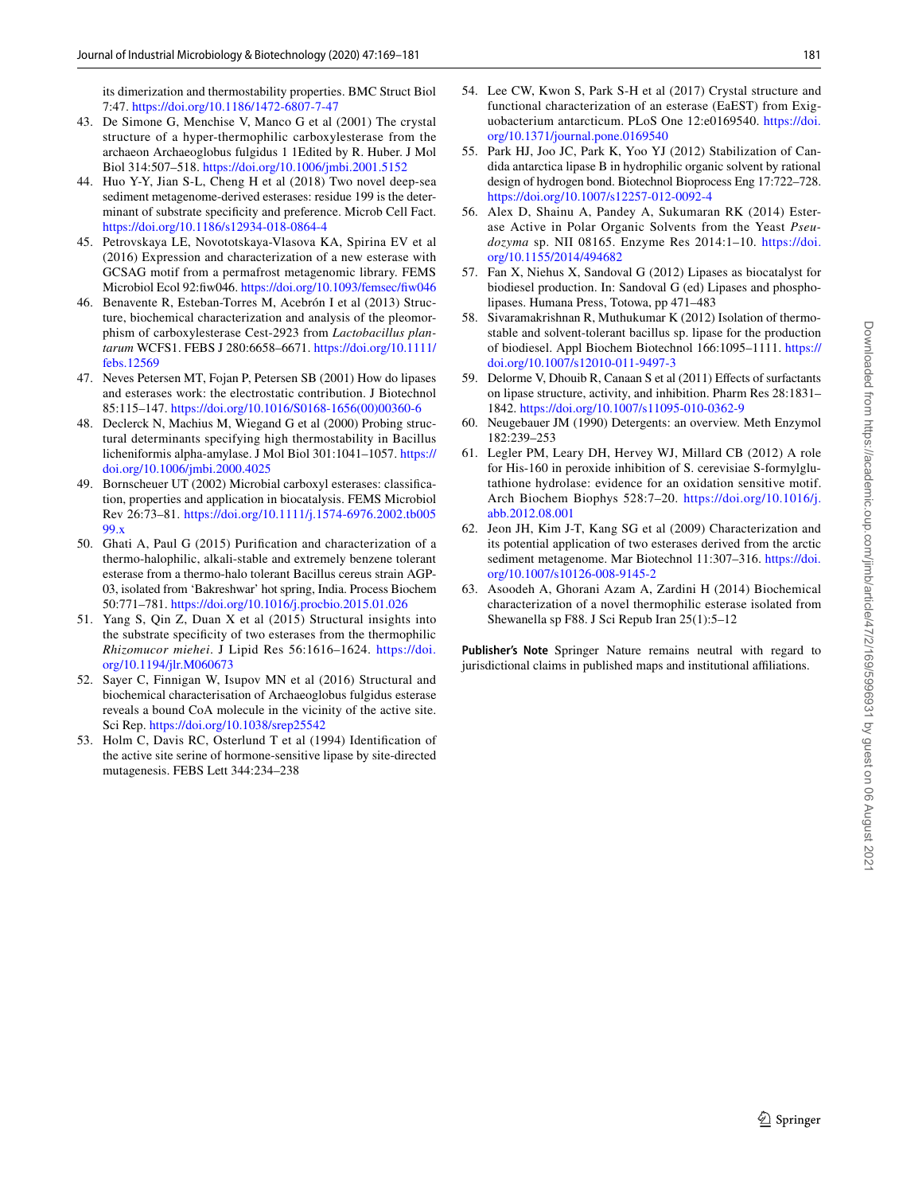its dimerization and thermostability properties. BMC Struct Biol 7:47. https://doi.org/10.1186/1472-6807-7-47

43. De Simone G, Menchise V, Manco G et al (2001) The crystal structure of a hyper-thermophilic carboxylesterase from the archaeon Archaeoglobus fulgidus 1 1Edited by R. Huber. J Mol Biol 314:507–518. https://doi.org/10.1006/jmbi.2001.5152
44. Huo Y-Y, Jian S-L, Cheng H et al (2018) Two novel deep-sea sediment metagenome-derived esterases: residue 199 is the determinant of substrate specificity and preference. Microb Cell Fact. https://doi.org/10.1186/s12934-018-0864-4
45. Petrovskaya LE, Novototskaya-Vlasova KA, Spirina EV et al (2016) Expression and characterization of a new esterase with GCSAG motif from a permafrost metagenomic library. FEMS Microbiol Ecol 92:fiw046. https://doi.org/10.1093/femsec/fiw046
46. Benavente R, Esteban-Torres M, Acebrón I et al (2013) Structure, biochemical characterization and analysis of the pleomorphism of carboxylesterase Cest-2923 from *Lactobacillus plantarum* WCFS1. FEBS J 280:6658–6671. https://doi.org/10.1111/febs.12569
47. Neves Petersen MT, Fojan P, Petersen SB (2001) How do lipases and esterases work: the electrostatic contribution. J Biotechnol 85:115–147. https://doi.org/10.1016/S0168-1656(00)00360-6
48. Declerck N, Machius M, Wiegand G et al (2000) Probing structural determinants specifying high thermostability in Bacillus licheniformis alpha-amylase. J Mol Biol 301:1041–1057. https://doi.org/10.1006/jmbi.2000.4025
49. Bornscheuer UT (2002) Microbial carboxyl esterases: classification, properties and application in biocatalysis. FEMS Microbiol Rev 26:73–81. https://doi.org/10.1111/j.1574-6976.2002.tb00599.x
50. Ghati A, Paul G (2015) Purification and characterization of a thermo-halophilic, alkali-stable and extremely benzene tolerant esterase from a thermo-halo tolerant Bacillus cereus strain AGP-03, isolated from 'Bakreshwar' hot spring, India. Process Biochem 50:771–781. https://doi.org/10.1016/j.procbio.2015.01.026
51. Yang S, Qin Z, Duan X et al (2015) Structural insights into the substrate specificity of two esterases from the thermophilic *Rhizomucor miehei*. J Lipid Res 56:1616–1624. https://doi.org/10.1194/jlr.M060673
52. Sayer C, Finnigan W, Isupov MN et al (2016) Structural and biochemical characterisation of Archaeoglobus fulgidus esterase reveals a bound CoA molecule in the vicinity of the active site. Sci Rep. https://doi.org/10.1038/srep25542
53. Holm C, Davis RC, Osterlund T et al (1994) Identification of the active site serine of hormone-sensitive lipase by site-directed mutagenesis. FEBS Lett 344:234–238
54. Lee CW, Kwon S, Park S-H et al (2017) Crystal structure and functional characterization of an esterase (EaEST) from Exiguobacterium antarcticum. PLoS One 12:e0169540. https://doi.org/10.1371/journal.pone.0169540
55. Park HJ, Joo JC, Park K, Yoo YJ (2012) Stabilization of Candida antarctica lipase B in hydrophilic organic solvent by rational design of hydrogen bond. Biotechnol Bioprocess Eng 17:722–728. https://doi.org/10.1007/s12257-012-0092-4
56. Alex D, Shainu A, Pandey A, Sukumaran RK (2014) Esterase Active in Polar Organic Solvents from the Yeast *Pseudozyma* sp. NII 08165. Enzyme Res 2014:1–10. https://doi.org/10.1155/2014/494682
57. Fan X, Niehus X, Sandoval G (2012) Lipases as biocatalyst for biodiesel production. In: Sandoval G (ed) Lipases and phospholipases. Humana Press, Totowa, pp 471–483
58. Sivaramakrishnan R, Muthukumar K (2012) Isolation of thermostable and solvent-tolerant bacillus sp. lipase for the production of biodiesel. Appl Biochem Biotechnol 166:1095–1111. https://doi.org/10.1007/s12010-011-9497-3
59. Delorme V, Dhouib R, Canaan S et al (2011) Effects of surfactants on lipase structure, activity, and inhibition. Pharm Res 28:1831–1842. https://doi.org/10.1007/s11095-010-0362-9
60. Neugebauer JM (1990) Detergents: an overview. Meth Enzymol 182:239–253
61. Legler PM, Leary DH, Hervey WJ, Millard CB (2012) A role for His-160 in peroxide inhibition of S. cerevisiae S-formylglutathione hydrolase: evidence for an oxidation sensitive motif. Arch Biochem Biophys 528:7–20. https://doi.org/10.1016/j.abb.2012.08.001
62. Jeon JH, Kim J-T, Kang SG et al (2009) Characterization and its potential application of two esterases derived from the arctic sediment metagenome. Mar Biotechnol 11:307–316. https://doi.org/10.1007/s10126-008-9145-2
63. Asoodeh A, Ghorani Azam A, Zardini H (2014) Biochemical characterization of a novel thermophilic esterase isolated from Shewanella sp F88. J Sci Repub Iran 25(1):5–12

**Publisher's Note** Springer Nature remains neutral with regard to jurisdictional claims in published maps and institutional affiliations.